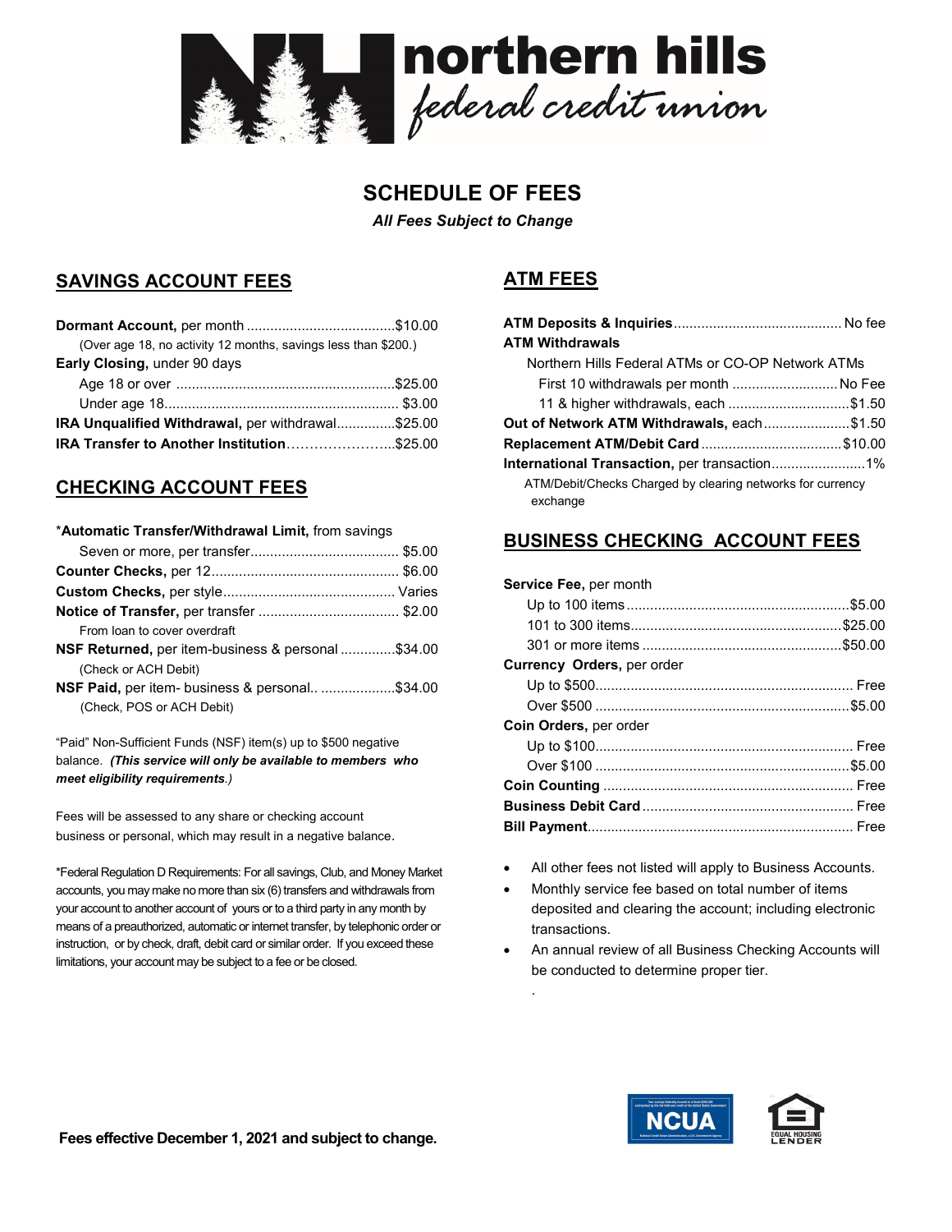northern hills
*federal credit union*

# SCHEDULE OF FEES

***All Fees Subject to Change***

## SAVINGS ACCOUNT FEES

| | |
|---|---|
| **Dormant Account,** per month | $10.00 |
| (Over age 18, no activity 12 months, savings less than $200.) | |
| **Early Closing,** under 90 days | |
| Age 18 or over | $25.00 |
| Under age 18 | $3.00 |
| **IRA Unqualified Withdrawal,** per withdrawal | $25.00 |
| **IRA Transfer to Another Institution** | $25.00 |

## CHECKING ACCOUNT FEES

| | |
|---|---|
| ***Automatic Transfer/Withdrawal Limit,** from savings | |
| Seven or more, per transfer | $5.00 |
| **Counter Checks,** per 12 | $6.00 |
| **Custom Checks,** per style | Varies |
| **Notice of Transfer,** per transfer | $2.00 |
| From loan to cover overdraft | |
| **NSF Returned,** per item-business & personal | $34.00 |
| (Check or ACH Debit) | |
| **NSF Paid,** per item- business & personal.. | $34.00 |
| (Check, POS or ACH Debit) | |

"Paid" Non-Sufficient Funds (NSF) item(s) up to $500 negative balance. ***(This service will only be available to members who meet eligibility requirements**.)*

Fees will be assessed to any share or checking account business or personal, which may result in a negative balance.

*Federal Regulation D Requirements: For all savings, Club, and Money Market accounts, you may make no more than six (6) transfers and withdrawals from your account to another account of yours or to a third party in any month by means of a preauthorized, automatic or internet transfer, by telephonic order or instruction, or by check, draft, debit card or similar order. If you exceed these limitations, your account may be subject to a fee or be closed.

## ATM FEES

| | |
|---|---|
| **ATM Deposits & Inquiries** | No fee |
| **ATM Withdrawals** | |
| Northern Hills Federal ATMs or CO-OP Network ATMs | |
| First 10 withdrawals per month | No Fee |
| 11 & higher withdrawals, each | $1.50 |
| **Out of Network ATM Withdrawals,** each | $1.50 |
| **Replacement ATM/Debit Card** | $10.00 |
| **International Transaction,** per transaction | 1% |
| ATM/Debit/Checks Charged by clearing networks for currency exchange | |

## BUSINESS CHECKING ACCOUNT FEES

| | |
|---|---|
| **Service Fee,** per month | |
| Up to 100 items | $5.00 |
| 101 to 300 items | $25.00 |
| 301 or more items | $50.00 |
| **Currency Orders,** per order | |
| Up to $500 | Free |
| Over $500 | $5.00 |
| **Coin Orders,** per order | |
| Up to $100 | Free |
| Over $100 | $5.00 |
| **Coin Counting** | Free |
| **Business Debit Card** | Free |
| **Bill Payment** | Free |

- All other fees not listed will apply to Business Accounts.
- Monthly service fee based on total number of items deposited and clearing the account; including electronic transactions.
- An annual review of all Business Checking Accounts will be conducted to determine proper tier.

**Fees effective December 1, 2021 and subject to change.**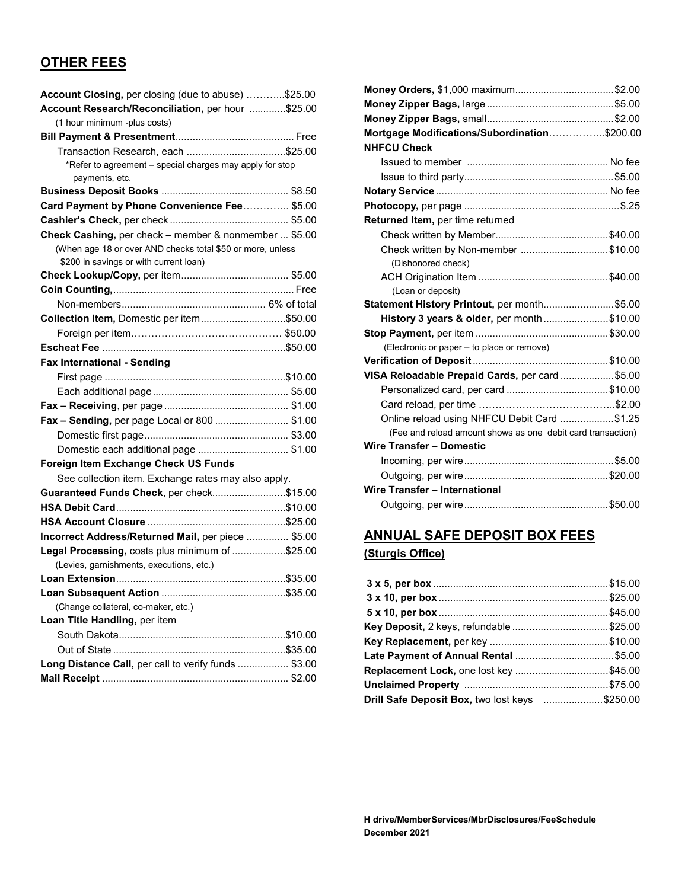## OTHER FEES

**Account Closing,** per closing (due to abuse) ………...$25.00
**Account Research/Reconciliation,** per hour .............$25.00
(1 hour minimum -plus costs)
**Bill Payment & Presentment**.......................................... Free
Transaction Research, each ...................................$25.00
*Refer to agreement – special charges may apply for stop payments, etc.
**Business Deposit Books** ............................................. $8.50
**Card Payment by Phone Convenience Fee**………….. $5.00
**Cashier's Check,** per check .......................................... $5.00
**Check Cashing,** per check – member & nonmember ... $5.00
(When age 18 or over AND checks total $50 or more, unless $200 in savings or with current loan)
**Check Lookup/Copy,** per item...................................... $5.00
**Coin Counting,**................................................................ Free
Non-members.................................................. 6% of total
**Collection Item,** Domestic per item..............................$50.00
Foreign per item……………………………………… $50.00
**Escheat Fee** .................................................................$50.00
**Fax International - Sending**
First page ................................................................$10.00
Each additional page................................................ $5.00
**Fax – Receiving**, per page ............................................ $1.00
**Fax – Sending,** per page Local or 800 .......................... $1.00
Domestic first page................................................... $3.00
Domestic each additional page ................................ $1.00
**Foreign Item Exchange Check US Funds**
See collection item. Exchange rates may also apply.
**Guaranteed Funds Check**, per check..........................$15.00
**HSA Debit Card**............................................................$10.00
**HSA Account Closure** .................................................$25.00
**Incorrect Address/Returned Mail,** per piece ............... $5.00
**Legal Processing,** costs plus minimum of ...................$25.00
(Levies, garnishments, executions, etc.)
**Loan Extension**............................................................$35.00
**Loan Subsequent Action** ............................................$35.00
(Change collateral, co-maker, etc.)
**Loan Title Handling,** per item
South Dakota...........................................................$10.00
Out of State .............................................................$35.00
**Long Distance Call,** per call to verify funds .................. $3.00
**Mail Receipt** .................................................................. $2.00

**Money Orders,** $1,000 maximum...................................$2.00
**Money Zipper Bags,** large .............................................$5.00
**Money Zipper Bags,** small.............................................$2.00
**Mortgage Modifications/Subordination**……………..$200.00
**NHFCU Check**
Issued to member .................................................. No fee
Issue to third party.....................................................$5.00
**Notary Service** ............................................................ No fee
**Photocopy,** per page .......................................................$.25
**Returned Item,** per time returned
Check written by Member........................................$40.00
Check written by Non-member ...............................$10.00
(Dishonored check)
ACH Origination Item .............................................$40.00
(Loan or deposit)
**Statement History Printout,** per month.........................$5.00
**History 3 years & older,** per month .......................$10.00
**Stop Payment,** per item ..............................................$30.00
(Electronic or paper – to place or remove)
**Verification of Deposit** ................................................$10.00
**VISA Reloadable Prepaid Cards,** per card ...................$5.00
Personalized card, per card ....................................$10.00
Card reload, per time …………………………………..$2.00
Online reload using NHFCU Debit Card ...................$1.25
(Fee and reload amount shows as one debit card transaction)
**Wire Transfer – Domestic**
Incoming, per wire.....................................................$5.00
Outgoing, per wire...................................................$20.00
**Wire Transfer – International**
Outgoing, per wire...................................................$50.00

## ANNUAL SAFE DEPOSIT BOX FEES

### (Sturgis Office)

**3 x 5, per box** .............................................................$15.00
**3 x 10, per box** ...........................................................$25.00
**5 x 10, per box** ...........................................................$45.00
**Key Deposit,** 2 keys, refundable ..................................$25.00
**Key Replacement,** per key ..........................................$10.00
**Late Payment of Annual Rental** ...................................$5.00
**Replacement Lock,** one lost key .................................$45.00
**Unclaimed Property** ...................................................$75.00
**Drill Safe Deposit Box,** two lost keys .....................$250.00

H drive/MemberServices/MbrDisclosures/FeeSchedule
December 2021